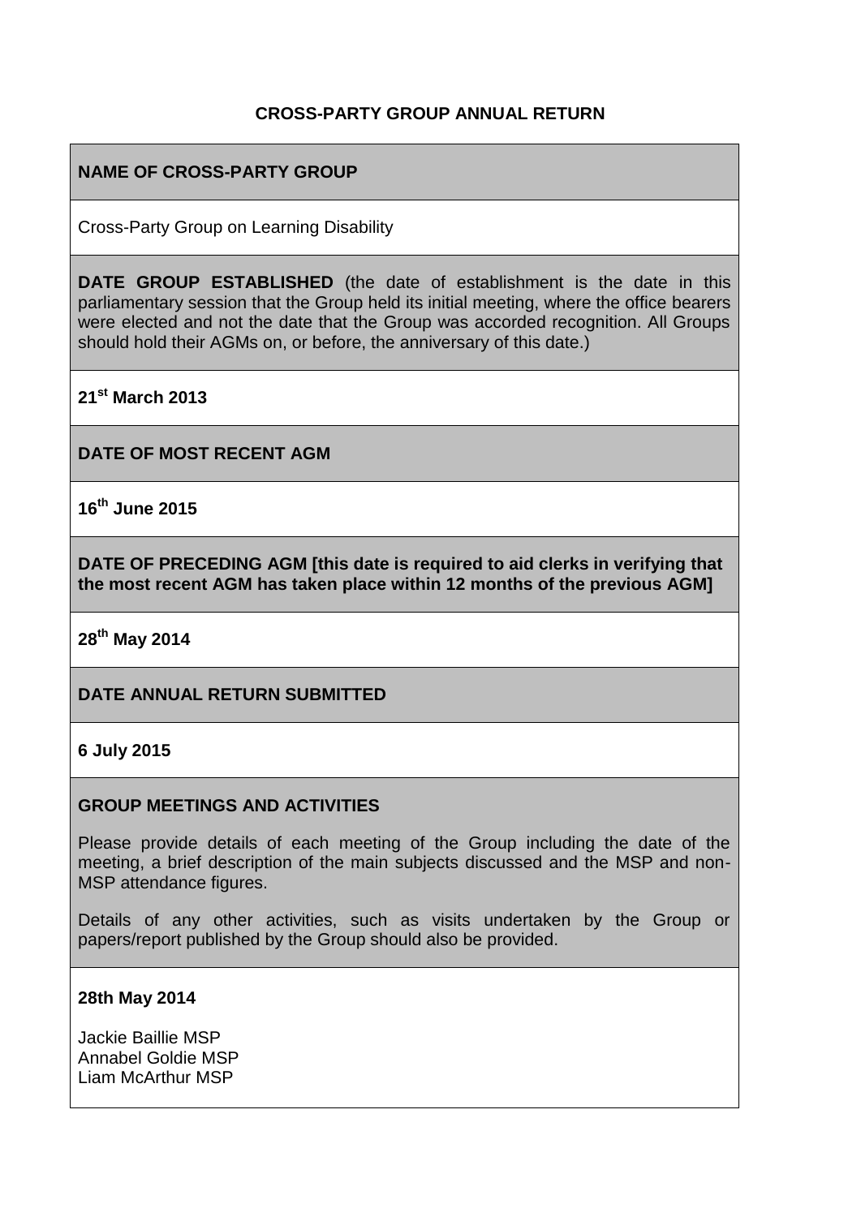# CROSS-PARTY GROUP ANNUAL RETURN

**NAME OF CROSS-PARTY GROUP**

Cross-Party Group on Learning Disability

**DATE GROUP ESTABLISHED** (the date of establishment is the date in this parliamentary session that the Group held its initial meeting, where the office bearers were elected and not the date that the Group was accorded recognition. All Groups should hold their AGMs on, or before, the anniversary of this date.)

**21st March 2013**

**DATE OF MOST RECENT AGM**

**16th June 2015**

**DATE OF PRECEDING AGM [this date is required to aid clerks in verifying that the most recent AGM has taken place within 12 months of the previous AGM]**

**28th May 2014**

**DATE ANNUAL RETURN SUBMITTED**

**6 July 2015**

**GROUP MEETINGS AND ACTIVITIES**

Please provide details of each meeting of the Group including the date of the meeting, a brief description of the main subjects discussed and the MSP and non-MSP attendance figures.

Details of any other activities, such as visits undertaken by the Group or papers/report published by the Group should also be provided.

**28th May 2014**

Jackie Baillie MSP
Annabel Goldie MSP
Liam McArthur MSP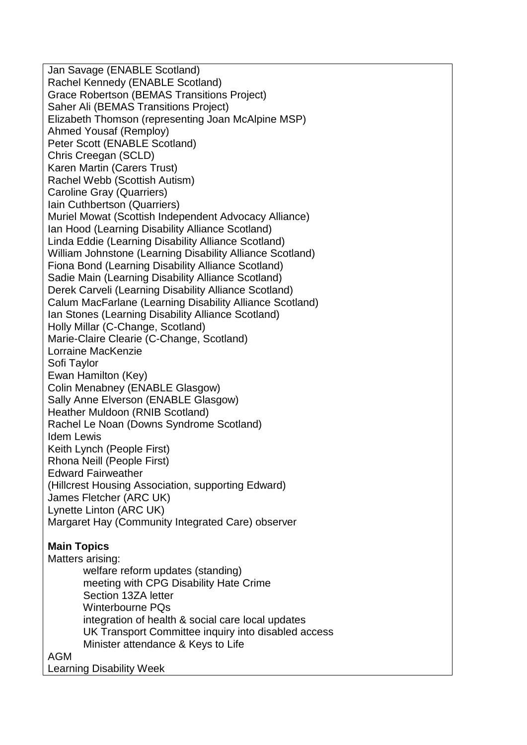Jan Savage (ENABLE Scotland)
Rachel Kennedy (ENABLE Scotland)
Grace Robertson (BEMAS Transitions Project)
Saher Ali (BEMAS Transitions Project)
Elizabeth Thomson (representing Joan McAlpine MSP)
Ahmed Yousaf (Remploy)
Peter Scott (ENABLE Scotland)
Chris Creegan (SCLD)
Karen Martin (Carers Trust)
Rachel Webb (Scottish Autism)
Caroline Gray (Quarriers)
Iain Cuthbertson (Quarriers)
Muriel Mowat (Scottish Independent Advocacy Alliance)
Ian Hood (Learning Disability Alliance Scotland)
Linda Eddie (Learning Disability Alliance Scotland)
William Johnstone (Learning Disability Alliance Scotland)
Fiona Bond (Learning Disability Alliance Scotland)
Sadie Main (Learning Disability Alliance Scotland)
Derek Carveli (Learning Disability Alliance Scotland)
Calum MacFarlane (Learning Disability Alliance Scotland)
Ian Stones (Learning Disability Alliance Scotland)
Holly Millar (C-Change, Scotland)
Marie-Claire Clearie (C-Change, Scotland)
Lorraine MacKenzie
Sofi Taylor
Ewan Hamilton (Key)
Colin Menabney (ENABLE Glasgow)
Sally Anne Elverson (ENABLE Glasgow)
Heather Muldoon (RNIB Scotland)
Rachel Le Noan (Downs Syndrome Scotland)
Idem Lewis
Keith Lynch (People First)
Rhona Neill (People First)
Edward Fairweather
(Hillcrest Housing Association, supporting Edward)
James Fletcher (ARC UK)
Lynette Linton (ARC UK)
Margaret Hay (Community Integrated Care) observer

**Main Topics**

Matters arising:

- welfare reform updates (standing)
- meeting with CPG Disability Hate Crime
- Section 13ZA letter
- Winterbourne PQs
- integration of health & social care local updates
- UK Transport Committee inquiry into disabled access
- Minister attendance & Keys to Life

AGM

Learning Disability Week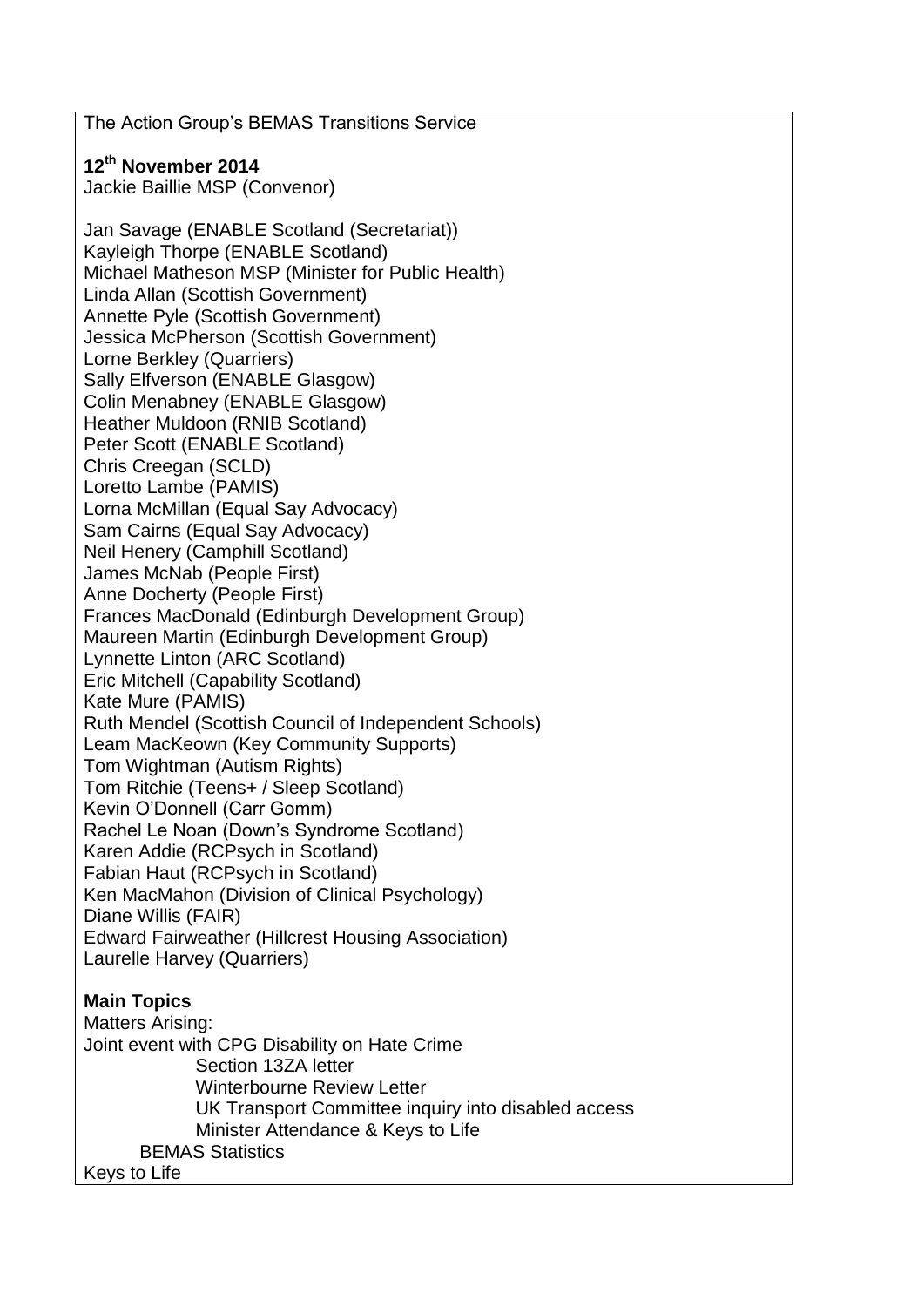The Action Group's BEMAS Transitions Service

**12th November 2014**
Jackie Baillie MSP (Convenor)

Jan Savage (ENABLE Scotland (Secretariat))
Kayleigh Thorpe (ENABLE Scotland)
Michael Matheson MSP (Minister for Public Health)
Linda Allan (Scottish Government)
Annette Pyle (Scottish Government)
Jessica McPherson (Scottish Government)
Lorne Berkley (Quarriers)
Sally Elfverson (ENABLE Glasgow)
Colin Menabney (ENABLE Glasgow)
Heather Muldoon (RNIB Scotland)
Peter Scott (ENABLE Scotland)
Chris Creegan (SCLD)
Loretto Lambe (PAMIS)
Lorna McMillan (Equal Say Advocacy)
Sam Cairns (Equal Say Advocacy)
Neil Henery (Camphill Scotland)
James McNab (People First)
Anne Docherty (People First)
Frances MacDonald (Edinburgh Development Group)
Maureen Martin (Edinburgh Development Group)
Lynnette Linton (ARC Scotland)
Eric Mitchell (Capability Scotland)
Kate Mure (PAMIS)
Ruth Mendel (Scottish Council of Independent Schools)
Leam MacKeown (Key Community Supports)
Tom Wightman (Autism Rights)
Tom Ritchie (Teens+ / Sleep Scotland)
Kevin O'Donnell (Carr Gomm)
Rachel Le Noan (Down's Syndrome Scotland)
Karen Addie (RCPsych in Scotland)
Fabian Haut (RCPsych in Scotland)
Ken MacMahon (Division of Clinical Psychology)
Diane Willis (FAIR)
Edward Fairweather (Hillcrest Housing Association)
Laurelle Harvey (Quarriers)

**Main Topics**
Matters Arising:
Joint event with CPG Disability on Hate Crime
- Section 13ZA letter
- Winterbourne Review Letter
- UK Transport Committee inquiry into disabled access
- Minister Attendance & Keys to Life

BEMAS Statistics
Keys to Life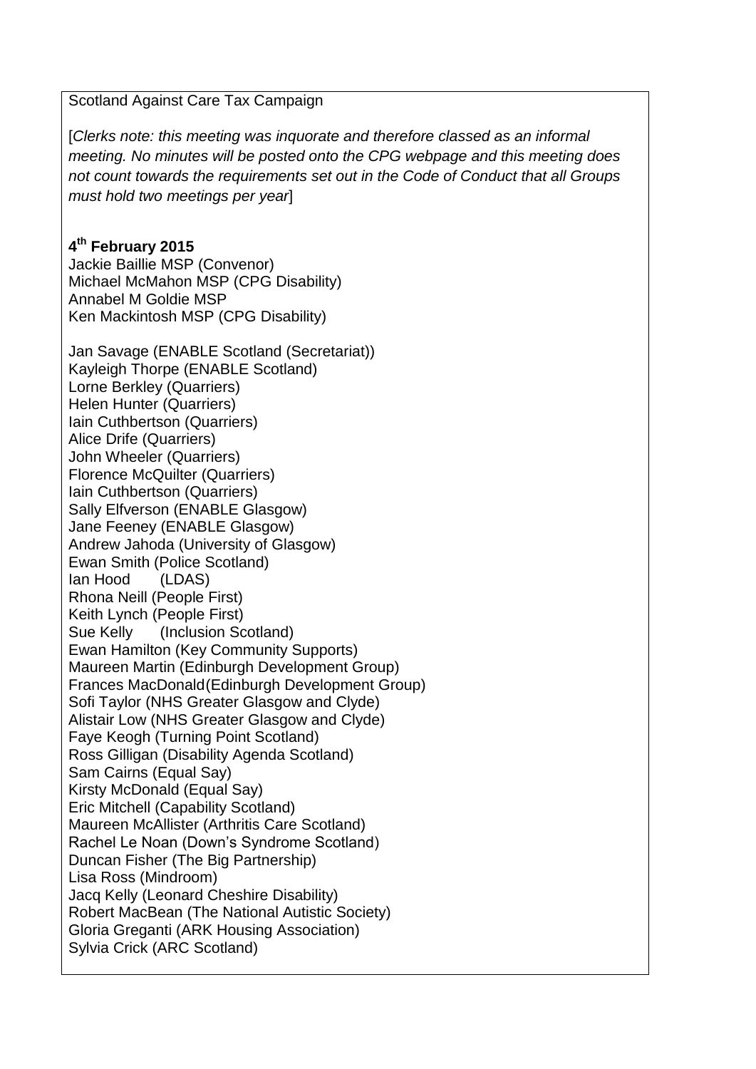Scotland Against Care Tax Campaign

[*Clerks note: this meeting was inquorate and therefore classed as an informal meeting. No minutes will be posted onto the CPG webpage and this meeting does not count towards the requirements set out in the Code of Conduct that all Groups must hold two meetings per year*]

**4th February 2015**

Jackie Baillie MSP (Convenor)
Michael McMahon MSP (CPG Disability)
Annabel M Goldie MSP
Ken Mackintosh MSP (CPG Disability)

Jan Savage (ENABLE Scotland (Secretariat))
Kayleigh Thorpe (ENABLE Scotland)
Lorne Berkley (Quarriers)
Helen Hunter (Quarriers)
Iain Cuthbertson (Quarriers)
Alice Drife (Quarriers)
John Wheeler (Quarriers)
Florence McQuilter (Quarriers)
Iain Cuthbertson (Quarriers)
Sally Elfverson (ENABLE Glasgow)
Jane Feeney (ENABLE Glasgow)
Andrew Jahoda (University of Glasgow)
Ewan Smith (Police Scotland)
Ian Hood (LDAS)
Rhona Neill (People First)
Keith Lynch (People First)
Sue Kelly (Inclusion Scotland)
Ewan Hamilton (Key Community Supports)
Maureen Martin (Edinburgh Development Group)
Frances MacDonald(Edinburgh Development Group)
Sofi Taylor (NHS Greater Glasgow and Clyde)
Alistair Low (NHS Greater Glasgow and Clyde)
Faye Keogh (Turning Point Scotland)
Ross Gilligan (Disability Agenda Scotland)
Sam Cairns (Equal Say)
Kirsty McDonald (Equal Say)
Eric Mitchell (Capability Scotland)
Maureen McAllister (Arthritis Care Scotland)
Rachel Le Noan (Down's Syndrome Scotland)
Duncan Fisher (The Big Partnership)
Lisa Ross (Mindroom)
Jacq Kelly (Leonard Cheshire Disability)
Robert MacBean (The National Autistic Society)
Gloria Greganti (ARK Housing Association)
Sylvia Crick (ARC Scotland)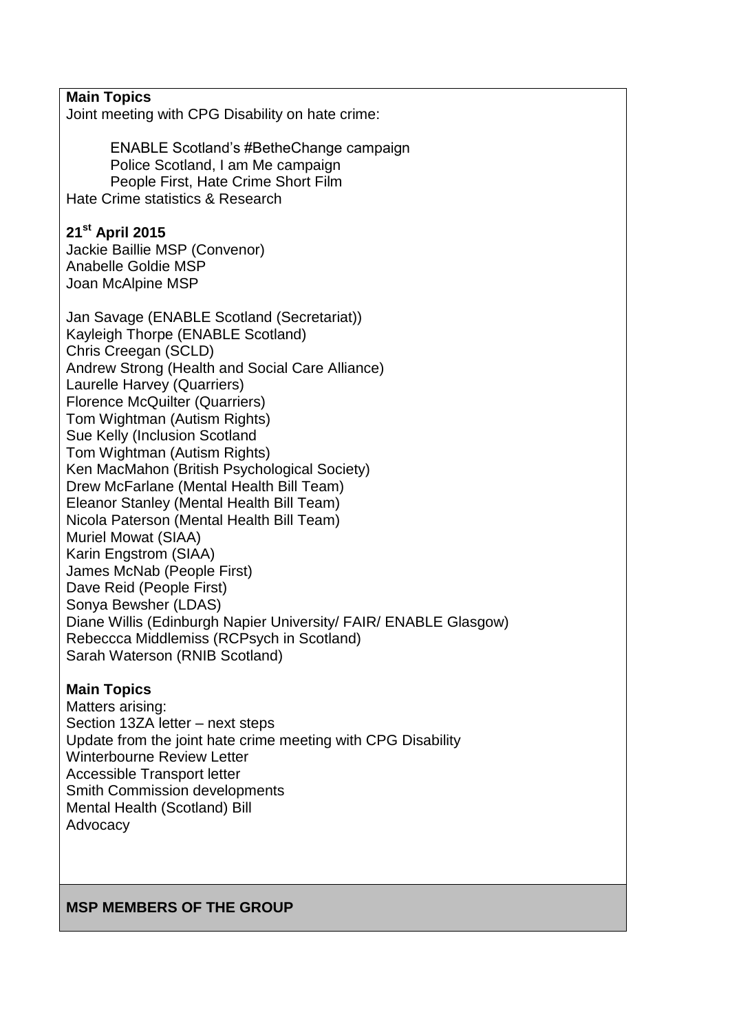**Main Topics**

Joint meeting with CPG Disability on hate crime:

- ENABLE Scotland's #BetheChange campaign
- Police Scotland, I am Me campaign
- People First, Hate Crime Short Film

Hate Crime statistics & Research

**21st April 2015**

Jackie Baillie MSP (Convenor)
Anabelle Goldie MSP
Joan McAlpine MSP

Jan Savage (ENABLE Scotland (Secretariat))
Kayleigh Thorpe (ENABLE Scotland)
Chris Creegan (SCLD)
Andrew Strong (Health and Social Care Alliance)
Laurelle Harvey (Quarriers)
Florence McQuilter (Quarriers)
Tom Wightman (Autism Rights)
Sue Kelly (Inclusion Scotland
Tom Wightman (Autism Rights)
Ken MacMahon (British Psychological Society)
Drew McFarlane (Mental Health Bill Team)
Eleanor Stanley (Mental Health Bill Team)
Nicola Paterson (Mental Health Bill Team)
Muriel Mowat (SIAA)
Karin Engstrom (SIAA)
James McNab (People First)
Dave Reid (People First)
Sonya Bewsher (LDAS)
Diane Willis (Edinburgh Napier University/ FAIR/ ENABLE Glasgow)
Rebeccca Middlemiss (RCPsych in Scotland)
Sarah Waterson (RNIB Scotland)

**Main Topics**

Matters arising:
Section 13ZA letter – next steps
Update from the joint hate crime meeting with CPG Disability
Winterbourne Review Letter
Accessible Transport letter
Smith Commission developments
Mental Health (Scotland) Bill
Advocacy

**MSP MEMBERS OF THE GROUP**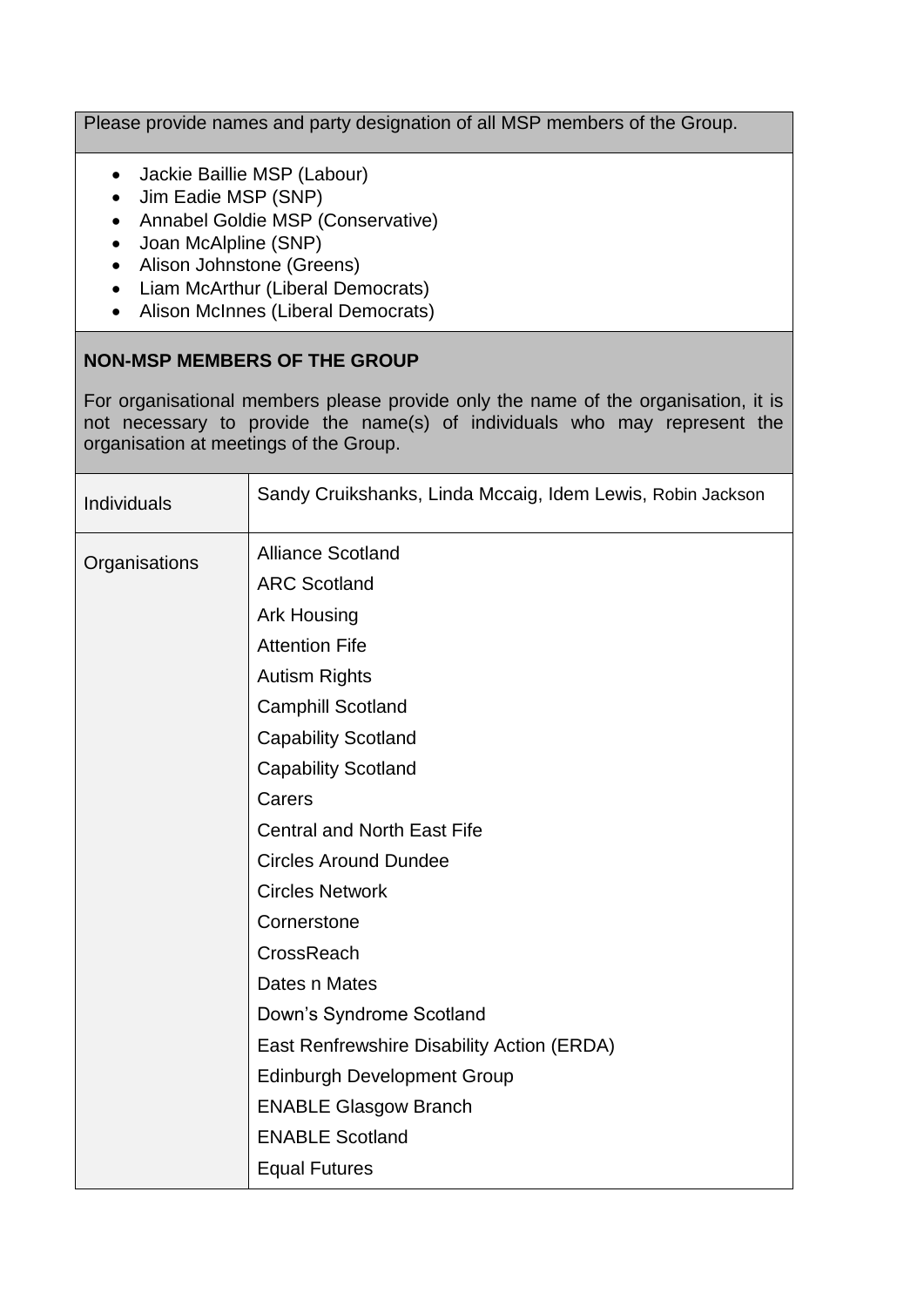Please provide names and party designation of all MSP members of the Group.

- Jackie Baillie MSP (Labour)
- Jim Eadie MSP (SNP)
- Annabel Goldie MSP (Conservative)
- Joan McAlpline (SNP)
- Alison Johnstone (Greens)
- Liam McArthur (Liberal Democrats)
- Alison McInnes (Liberal Democrats)

**NON-MSP MEMBERS OF THE GROUP**

For organisational members please provide only the name of the organisation, it is not necessary to provide the name(s) of individuals who may represent the organisation at meetings of the Group.

| | |
|---|---|
| Individuals | Sandy Cruikshanks, Linda Mccaig, Idem Lewis, Robin Jackson |
| Organisations | Alliance Scotland<br>ARC Scotland<br>Ark Housing<br>Attention Fife<br>Autism Rights<br>Camphill Scotland<br>Capability Scotland<br>Capability Scotland<br>Carers<br>Central and North East Fife<br>Circles Around Dundee<br>Circles Network<br>Cornerstone<br>CrossReach<br>Dates n Mates<br>Down's Syndrome Scotland<br>East Renfrewshire Disability Action (ERDA)<br>Edinburgh Development Group<br>ENABLE Glasgow Branch<br>ENABLE Scotland<br>Equal Futures |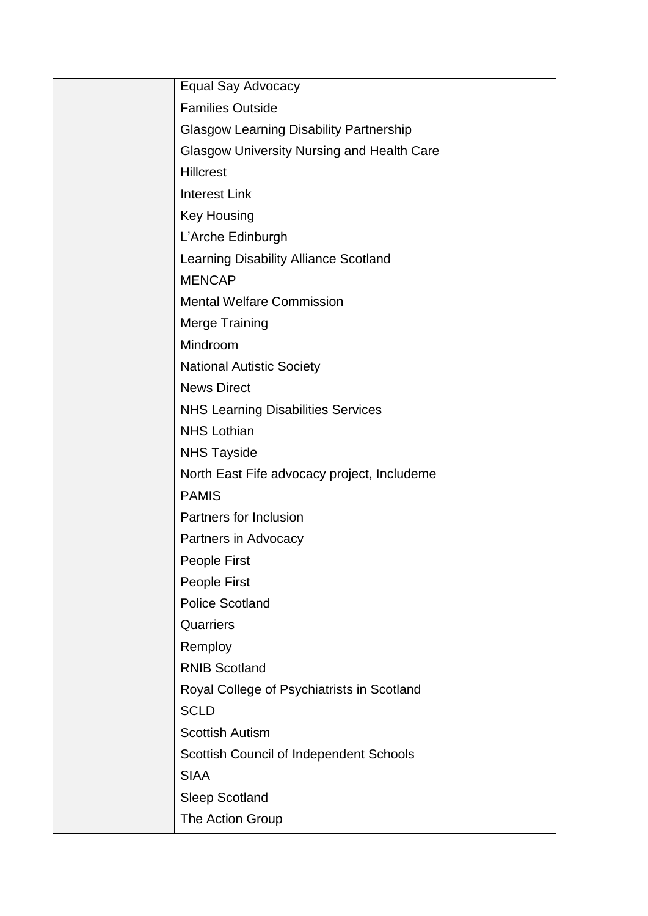| | |
|---|---|
| | Equal Say Advocacy |
| | Families Outside |
| | Glasgow Learning Disability Partnership |
| | Glasgow University Nursing and Health Care |
| | Hillcrest |
| | Interest Link |
| | Key Housing |
| | L'Arche Edinburgh |
| | Learning Disability Alliance Scotland |
| | MENCAP |
| | Mental Welfare Commission |
| | Merge Training |
| | Mindroom |
| | National Autistic Society |
| | News Direct |
| | NHS Learning Disabilities Services |
| | NHS Lothian |
| | NHS Tayside |
| | North East Fife advocacy project, Includeme |
| | PAMIS |
| | Partners for Inclusion |
| | Partners in Advocacy |
| | People First |
| | People First |
| | Police Scotland |
| | Quarriers |
| | Remploy |
| | RNIB Scotland |
| | Royal College of Psychiatrists in Scotland |
| | SCLD |
| | Scottish Autism |
| | Scottish Council of Independent Schools |
| | SIAA |
| | Sleep Scotland |
| | The Action Group |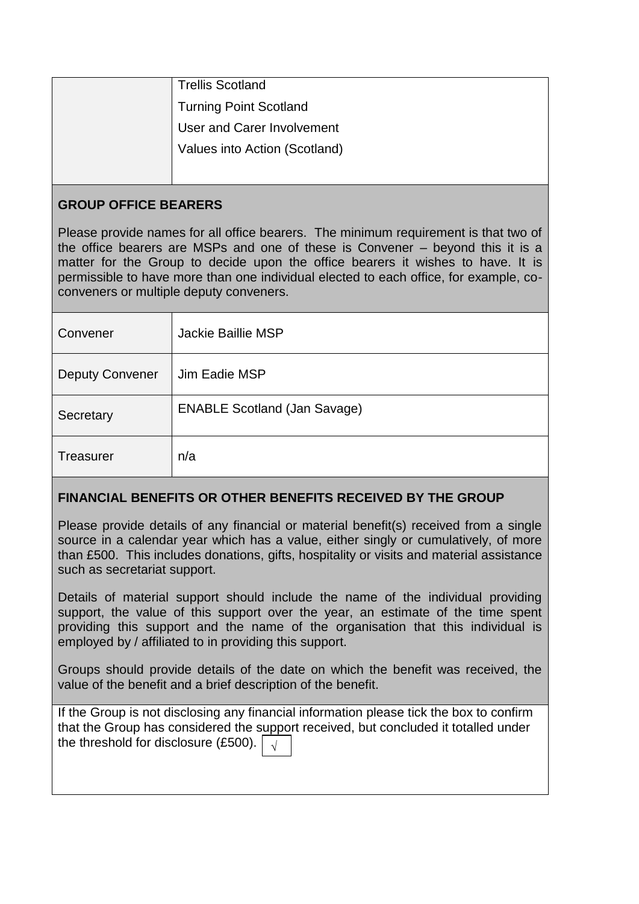| | |
|---|---|
| | Trellis Scotland<br>Turning Point Scotland<br>User and Carer Involvement<br>Values into Action (Scotland) |

**GROUP OFFICE BEARERS**

Please provide names for all office bearers. The minimum requirement is that two of the office bearers are MSPs and one of these is Convener – beyond this it is a matter for the Group to decide upon the office bearers it wishes to have. It is permissible to have more than one individual elected to each office, for example, co-conveners or multiple deputy conveners.

| | |
|---|---|
| Convener | Jackie Baillie MSP |
| Deputy Convener | Jim Eadie MSP |
| Secretary | ENABLE Scotland (Jan Savage) |
| Treasurer | n/a |

**FINANCIAL BENEFITS OR OTHER BENEFITS RECEIVED BY THE GROUP**

Please provide details of any financial or material benefit(s) received from a single source in a calendar year which has a value, either singly or cumulatively, of more than £500. This includes donations, gifts, hospitality or visits and material assistance such as secretariat support.

Details of material support should include the name of the individual providing support, the value of this support over the year, an estimate of the time spent providing this support and the name of the organisation that this individual is employed by / affiliated to in providing this support.

Groups should provide details of the date on which the benefit was received, the value of the benefit and a brief description of the benefit.

If the Group is not disclosing any financial information please tick the box to confirm that the Group has considered the support received, but concluded it totalled under the threshold for disclosure (£500). √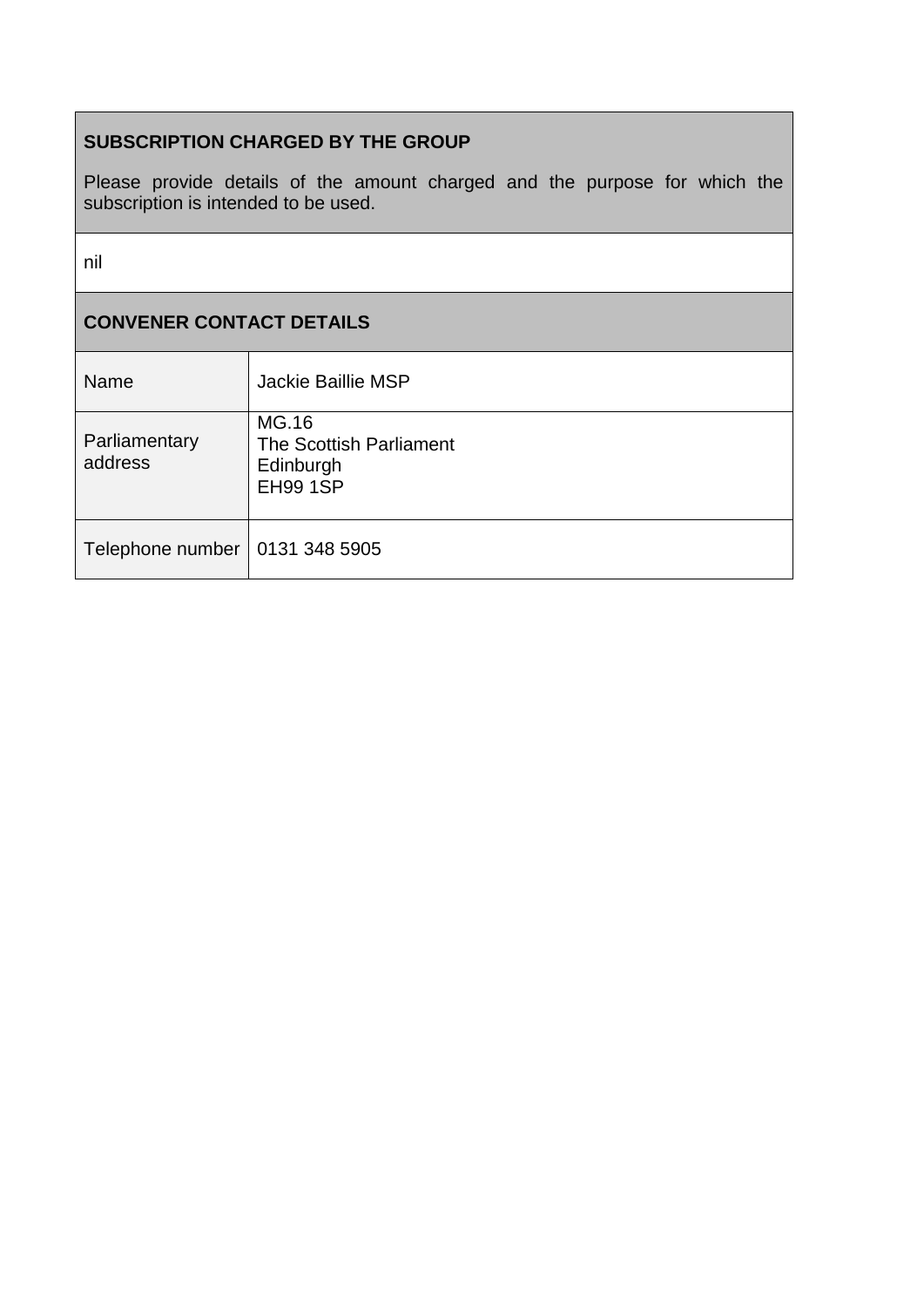| **SUBSCRIPTION CHARGED BY THE GROUP**<br><br>Please provide details of the amount charged and the purpose for which the subscription is intended to be used. | |
|---|---|
| nil | |
| **CONVENER CONTACT DETAILS** | |
| Name | Jackie Baillie MSP |
| Parliamentary address | MG.16<br>The Scottish Parliament<br>Edinburgh<br>EH99 1SP |
| Telephone number | 0131 348 5905 |